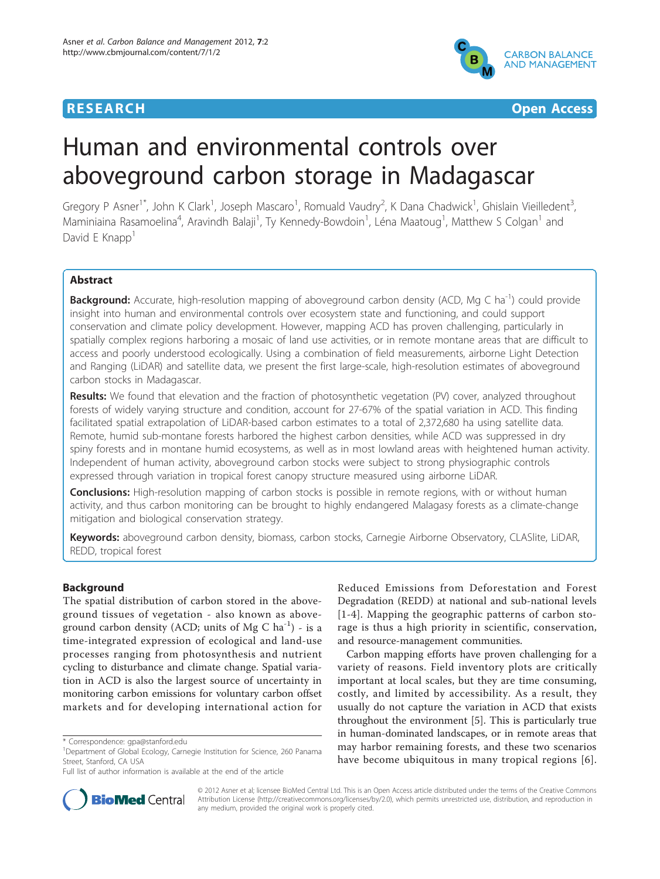**RESEARCH** **Open Access**

# Human and environmental controls over aboveground carbon storage in Madagascar

Gregory P Asner[1*], John K Clark[1], Joseph Mascaro[1], Romuald Vaudry[2], K Dana Chadwick[1], Ghislain Vieilledent[3], Maminiaina Rasamoelina[4], Aravindh Balaji[1], Ty Kennedy-Bowdoin[1], Léna Maatoug[1], Matthew S Colgan[1] and David E Knapp[1]

## Abstract

**Background:** Accurate, high-resolution mapping of aboveground carbon density (ACD, Mg C ha$^{-1}$) could provide insight into human and environmental controls over ecosystem state and functioning, and could support conservation and climate policy development. However, mapping ACD has proven challenging, particularly in spatially complex regions harboring a mosaic of land use activities, or in remote montane areas that are difficult to access and poorly understood ecologically. Using a combination of field measurements, airborne Light Detection and Ranging (LiDAR) and satellite data, we present the first large-scale, high-resolution estimates of aboveground carbon stocks in Madagascar.

**Results:** We found that elevation and the fraction of photosynthetic vegetation (PV) cover, analyzed throughout forests of widely varying structure and condition, account for 27-67% of the spatial variation in ACD. This finding facilitated spatial extrapolation of LiDAR-based carbon estimates to a total of 2,372,680 ha using satellite data. Remote, humid sub-montane forests harbored the highest carbon densities, while ACD was suppressed in dry spiny forests and in montane humid ecosystems, as well as in most lowland areas with heightened human activity. Independent of human activity, aboveground carbon stocks were subject to strong physiographic controls expressed through variation in tropical forest canopy structure measured using airborne LiDAR.

**Conclusions:** High-resolution mapping of carbon stocks is possible in remote regions, with or without human activity, and thus carbon monitoring can be brought to highly endangered Malagasy forests as a climate-change mitigation and biological conservation strategy.

**Keywords:** aboveground carbon density, biomass, carbon stocks, Carnegie Airborne Observatory, CLASlite, LiDAR, REDD, tropical forest

## Background

The spatial distribution of carbon stored in the aboveground tissues of vegetation - also known as aboveground carbon density (ACD; units of Mg C ha$^{-1}$) - is a time-integrated expression of ecological and land-use processes ranging from photosynthesis and nutrient cycling to disturbance and climate change. Spatial variation in ACD is also the largest source of uncertainty in monitoring carbon emissions for voluntary carbon offset markets and for developing international action for Reduced Emissions from Deforestation and Forest Degradation (REDD) at national and sub-national levels [1-4]. Mapping the geographic patterns of carbon storage is thus a high priority in scientific, conservation, and resource-management communities.

Carbon mapping efforts have proven challenging for a variety of reasons. Field inventory plots are critically important at local scales, but they are time consuming, costly, and limited by accessibility. As a result, they usually do not capture the variation in ACD that exists throughout the environment [5]. This is particularly true in human-dominated landscapes, or in remote areas that may harbor remaining forests, and these two scenarios have become ubiquitous in many tropical regions [6].

\* Correspondence: gpa@stanford.edu
[1]Department of Global Ecology, Carnegie Institution for Science, 260 Panama Street, Stanford, CA USA
Full list of author information is available at the end of the article

© 2012 Asner et al; licensee BioMed Central Ltd. This is an Open Access article distributed under the terms of the Creative Commons Attribution License (http://creativecommons.org/licenses/by/2.0), which permits unrestricted use, distribution, and reproduction in any medium, provided the original work is properly cited.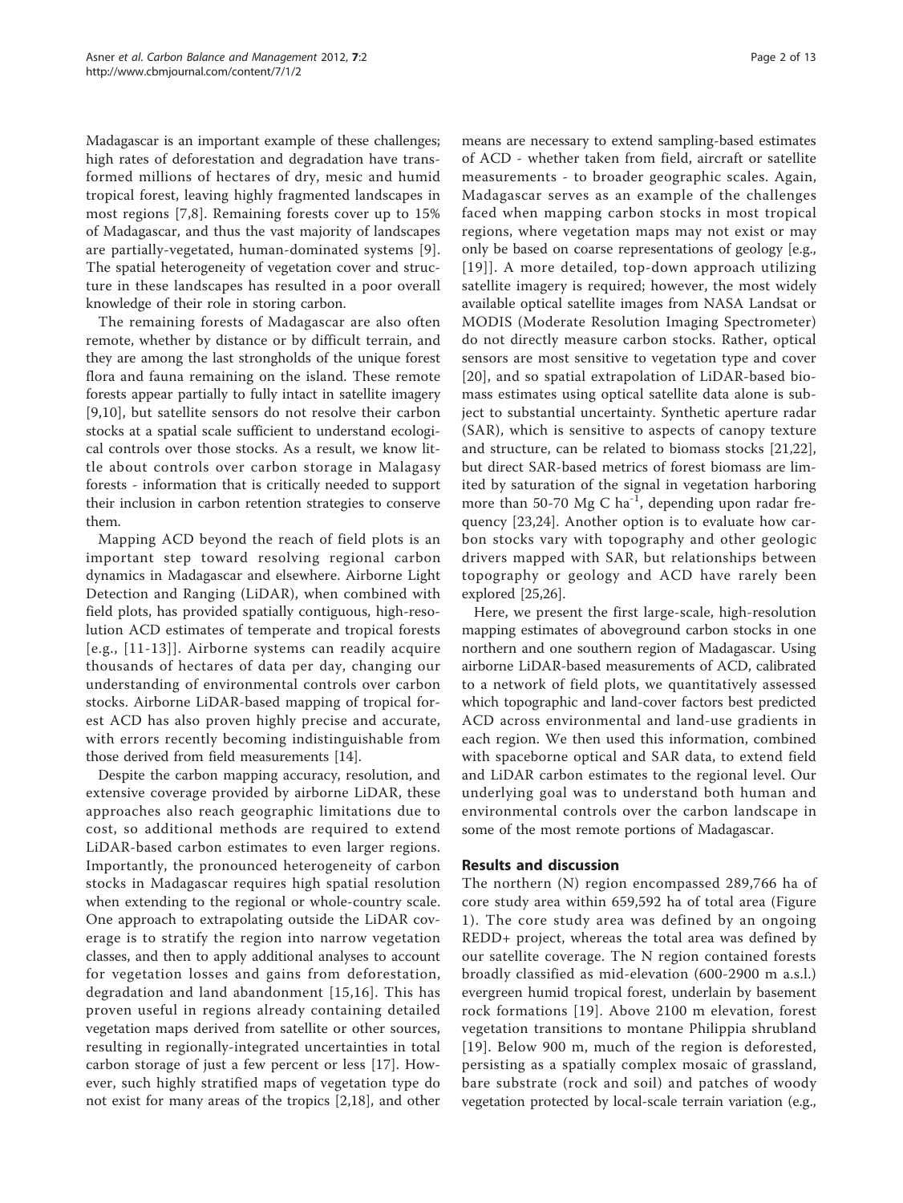Madagascar is an important example of these challenges; high rates of deforestation and degradation have transformed millions of hectares of dry, mesic and humid tropical forest, leaving highly fragmented landscapes in most regions [7,8]. Remaining forests cover up to 15% of Madagascar, and thus the vast majority of landscapes are partially-vegetated, human-dominated systems [9]. The spatial heterogeneity of vegetation cover and structure in these landscapes has resulted in a poor overall knowledge of their role in storing carbon.

The remaining forests of Madagascar are also often remote, whether by distance or by difficult terrain, and they are among the last strongholds of the unique forest flora and fauna remaining on the island. These remote forests appear partially to fully intact in satellite imagery [9,10], but satellite sensors do not resolve their carbon stocks at a spatial scale sufficient to understand ecological controls over those stocks. As a result, we know little about controls over carbon storage in Malagasy forests - information that is critically needed to support their inclusion in carbon retention strategies to conserve them.

Mapping ACD beyond the reach of field plots is an important step toward resolving regional carbon dynamics in Madagascar and elsewhere. Airborne Light Detection and Ranging (LiDAR), when combined with field plots, has provided spatially contiguous, high-resolution ACD estimates of temperate and tropical forests [e.g., [11-13]]. Airborne systems can readily acquire thousands of hectares of data per day, changing our understanding of environmental controls over carbon stocks. Airborne LiDAR-based mapping of tropical forest ACD has also proven highly precise and accurate, with errors recently becoming indistinguishable from those derived from field measurements [14].

Despite the carbon mapping accuracy, resolution, and extensive coverage provided by airborne LiDAR, these approaches also reach geographic limitations due to cost, so additional methods are required to extend LiDAR-based carbon estimates to even larger regions. Importantly, the pronounced heterogeneity of carbon stocks in Madagascar requires high spatial resolution when extending to the regional or whole-country scale. One approach to extrapolating outside the LiDAR coverage is to stratify the region into narrow vegetation classes, and then to apply additional analyses to account for vegetation losses and gains from deforestation, degradation and land abandonment [15,16]. This has proven useful in regions already containing detailed vegetation maps derived from satellite or other sources, resulting in regionally-integrated uncertainties in total carbon storage of just a few percent or less [17]. However, such highly stratified maps of vegetation type do not exist for many areas of the tropics [2,18], and other means are necessary to extend sampling-based estimates of ACD - whether taken from field, aircraft or satellite measurements - to broader geographic scales. Again, Madagascar serves as an example of the challenges faced when mapping carbon stocks in most tropical regions, where vegetation maps may not exist or may only be based on coarse representations of geology [e.g., [19]]. A more detailed, top-down approach utilizing satellite imagery is required; however, the most widely available optical satellite images from NASA Landsat or MODIS (Moderate Resolution Imaging Spectrometer) do not directly measure carbon stocks. Rather, optical sensors are most sensitive to vegetation type and cover [20], and so spatial extrapolation of LiDAR-based biomass estimates using optical satellite data alone is subject to substantial uncertainty. Synthetic aperture radar (SAR), which is sensitive to aspects of canopy texture and structure, can be related to biomass stocks [21,22], but direct SAR-based metrics of forest biomass are limited by saturation of the signal in vegetation harboring more than 50-70 Mg C $ha^{-1}$, depending upon radar frequency [23,24]. Another option is to evaluate how carbon stocks vary with topography and other geologic drivers mapped with SAR, but relationships between topography or geology and ACD have rarely been explored [25,26].

Here, we present the first large-scale, high-resolution mapping estimates of aboveground carbon stocks in one northern and one southern region of Madagascar. Using airborne LiDAR-based measurements of ACD, calibrated to a network of field plots, we quantitatively assessed which topographic and land-cover factors best predicted ACD across environmental and land-use gradients in each region. We then used this information, combined with spaceborne optical and SAR data, to extend field and LiDAR carbon estimates to the regional level. Our underlying goal was to understand both human and environmental controls over the carbon landscape in some of the most remote portions of Madagascar.

## Results and discussion

The northern (N) region encompassed 289,766 ha of core study area within 659,592 ha of total area (Figure 1). The core study area was defined by an ongoing REDD+ project, whereas the total area was defined by our satellite coverage. The N region contained forests broadly classified as mid-elevation (600-2900 m a.s.l.) evergreen humid tropical forest, underlain by basement rock formations [19]. Above 2100 m elevation, forest vegetation transitions to montane Philippia shrubland [19]. Below 900 m, much of the region is deforested, persisting as a spatially complex mosaic of grassland, bare substrate (rock and soil) and patches of woody vegetation protected by local-scale terrain variation (e.g.,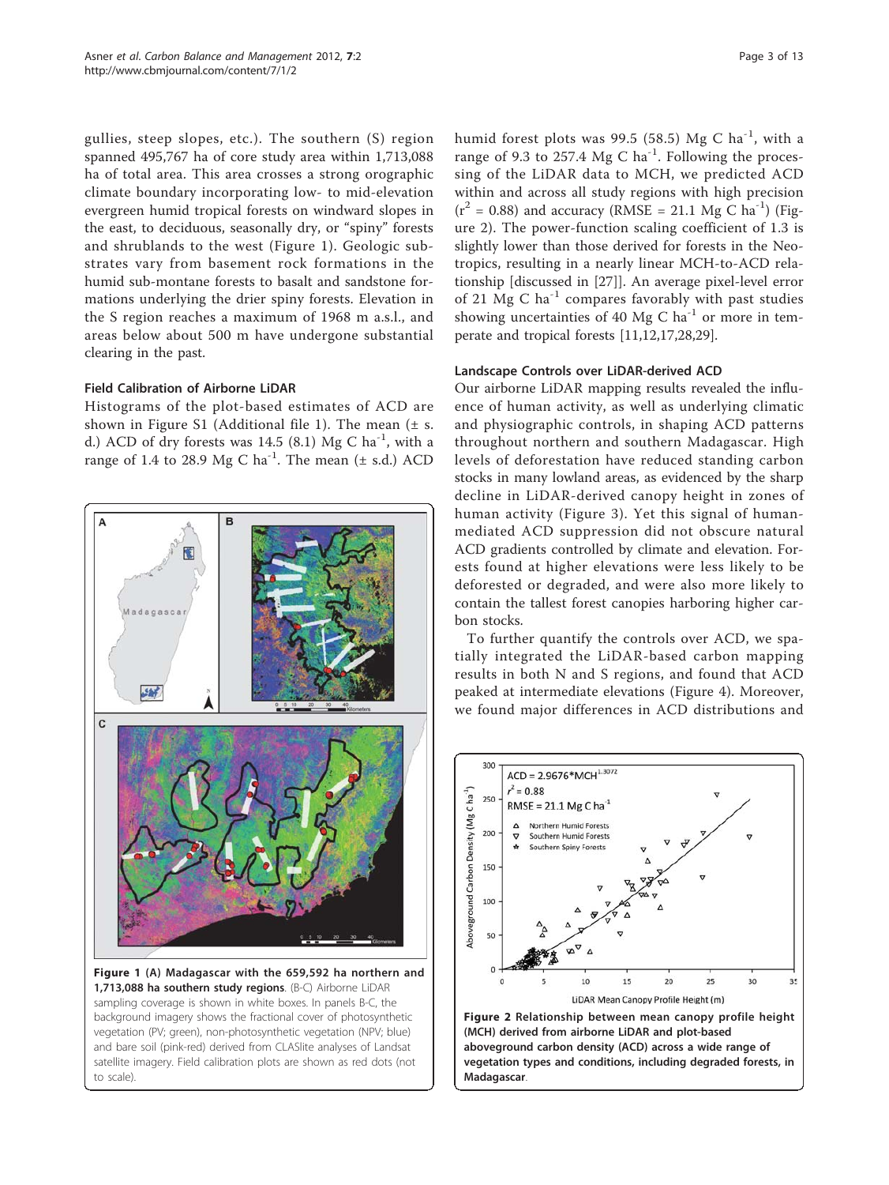gullies, steep slopes, etc.). The southern (S) region spanned 495,767 ha of core study area within 1,713,088 ha of total area. This area crosses a strong orographic climate boundary incorporating low- to mid-elevation evergreen humid tropical forests on windward slopes in the east, to deciduous, seasonally dry, or "spiny" forests and shrublands to the west (Figure 1). Geologic substrates vary from basement rock formations in the humid sub-montane forests to basalt and sandstone formations underlying the drier spiny forests. Elevation in the S region reaches a maximum of 1968 m a.s.l., and areas below about 500 m have undergone substantial clearing in the past.

### Field Calibration of Airborne LiDAR

Histograms of the plot-based estimates of ACD are shown in Figure S1 (Additional file 1). The mean (± s.d.) ACD of dry forests was 14.5 (8.1) Mg C ha$^{-1}$, with a range of 1.4 to 28.9 Mg C ha$^{-1}$. The mean (± s.d.) ACD humid forest plots was 99.5 (58.5) Mg C ha$^{-1}$, with a range of 9.3 to 257.4 Mg C ha$^{-1}$. Following the processing of the LiDAR data to MCH, we predicted ACD within and across all study regions with high precision ($r^2$ = 0.88) and accuracy (RMSE = 21.1 Mg C ha$^{-1}$) (Figure 2). The power-function scaling coefficient of 1.3 is slightly lower than those derived for forests in the Neotropics, resulting in a nearly linear MCH-to-ACD relationship [discussed in [27]]. An average pixel-level error of 21 Mg C ha$^{-1}$ compares favorably with past studies showing uncertainties of 40 Mg C ha$^{-1}$ or more in temperate and tropical forests [11,12,17,28,29].

**Figure 1 (A) Madagascar with the 659,592 ha northern and 1,713,088 ha southern study regions**. (B-C) Airborne LiDAR sampling coverage is shown in white boxes. In panels B-C, the background imagery shows the fractional cover of photosynthetic vegetation (PV; green), non-photosynthetic vegetation (NPV; blue) and bare soil (pink-red) derived from CLASlite analyses of Landsat satellite imagery. Field calibration plots are shown as red dots (not to scale).

### Landscape Controls over LiDAR-derived ACD

Our airborne LiDAR mapping results revealed the influence of human activity, as well as underlying climatic and physiographic controls, in shaping ACD patterns throughout northern and southern Madagascar. High levels of deforestation have reduced standing carbon stocks in many lowland areas, as evidenced by the sharp decline in LiDAR-derived canopy height in zones of human activity (Figure 3). Yet this signal of human-mediated ACD suppression did not obscure natural ACD gradients controlled by climate and elevation. Forests found at higher elevations were less likely to be deforested or degraded, and were also more likely to contain the tallest forest canopies harboring higher carbon stocks.

To further quantify the controls over ACD, we spatially integrated the LiDAR-based carbon mapping results in both N and S regions, and found that ACD peaked at intermediate elevations (Figure 4). Moreover, we found major differences in ACD distributions and

**Figure 2 Relationship between mean canopy profile height (MCH) derived from airborne LiDAR and plot-based aboveground carbon density (ACD) across a wide range of vegetation types and conditions, including degraded forests, in Madagascar**.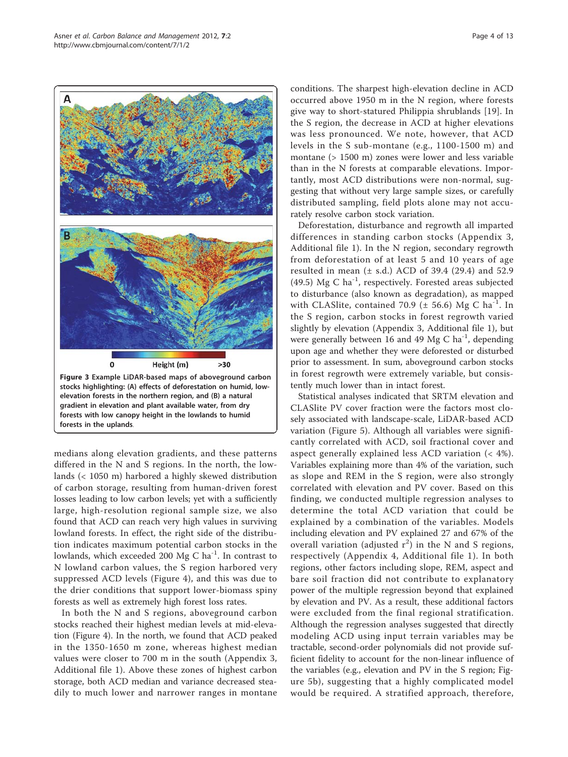**Figure 3 Example LiDAR-based maps of aboveground carbon stocks highlighting: (A) effects of deforestation on humid, low-elevation forests in the northern region, and (B) a natural gradient in elevation and plant available water, from dry forests with low canopy height in the lowlands to humid forests in the uplands.**

medians along elevation gradients, and these patterns differed in the N and S regions. In the north, the lowlands (< 1050 m) harbored a highly skewed distribution of carbon storage, resulting from human-driven forest losses leading to low carbon levels; yet with a sufficiently large, high-resolution regional sample size, we also found that ACD can reach very high values in surviving lowland forests. In effect, the right side of the distribution indicates maximum potential carbon stocks in the lowlands, which exceeded 200 Mg C ha$^{-1}$. In contrast to N lowland carbon values, the S region harbored very suppressed ACD levels (Figure 4), and this was due to the drier conditions that support lower-biomass spiny forests as well as extremely high forest loss rates.

In both the N and S regions, aboveground carbon stocks reached their highest median levels at mid-elevation (Figure 4). In the north, we found that ACD peaked in the 1350-1650 m zone, whereas highest median values were closer to 700 m in the south (Appendix 3, Additional file 1). Above these zones of highest carbon storage, both ACD median and variance decreased steadily to much lower and narrower ranges in montane conditions. The sharpest high-elevation decline in ACD occurred above 1950 m in the N region, where forests give way to short-statured Philippia shrublands [19]. In the S region, the decrease in ACD at higher elevations was less pronounced. We note, however, that ACD levels in the S sub-montane (e.g., 1100-1500 m) and montane (> 1500 m) zones were lower and less variable than in the N forests at comparable elevations. Importantly, most ACD distributions were non-normal, suggesting that without very large sample sizes, or carefully distributed sampling, field plots alone may not accurately resolve carbon stock variation.

Deforestation, disturbance and regrowth all imparted differences in standing carbon stocks (Appendix 3, Additional file 1). In the N region, secondary regrowth from deforestation of at least 5 and 10 years of age resulted in mean (± s.d.) ACD of 39.4 (29.4) and 52.9 (49.5) Mg C ha$^{-1}$, respectively. Forested areas subjected to disturbance (also known as degradation), as mapped with CLASlite, contained 70.9 (± 56.6) Mg C ha$^{-1}$. In the S region, carbon stocks in forest regrowth varied slightly by elevation (Appendix 3, Additional file 1), but were generally between 16 and 49 Mg C ha$^{-1}$, depending upon age and whether they were deforested or disturbed prior to assessment. In sum, aboveground carbon stocks in forest regrowth were extremely variable, but consistently much lower than in intact forest.

Statistical analyses indicated that SRTM elevation and CLASlite PV cover fraction were the factors most closely associated with landscape-scale, LiDAR-based ACD variation (Figure 5). Although all variables were significantly correlated with ACD, soil fractional cover and aspect generally explained less ACD variation (< 4%). Variables explaining more than 4% of the variation, such as slope and REM in the S region, were also strongly correlated with elevation and PV cover. Based on this finding, we conducted multiple regression analyses to determine the total ACD variation that could be explained by a combination of the variables. Models including elevation and PV explained 27 and 67% of the overall variation (adjusted $r^2$) in the N and S regions, respectively (Appendix 4, Additional file 1). In both regions, other factors including slope, REM, aspect and bare soil fraction did not contribute to explanatory power of the multiple regression beyond that explained by elevation and PV. As a result, these additional factors were excluded from the final regional stratification. Although the regression analyses suggested that directly modeling ACD using input terrain variables may be tractable, second-order polynomials did not provide sufficient fidelity to account for the non-linear influence of the variables (e.g., elevation and PV in the S region; Figure 5b), suggesting that a highly complicated model would be required. A stratified approach, therefore,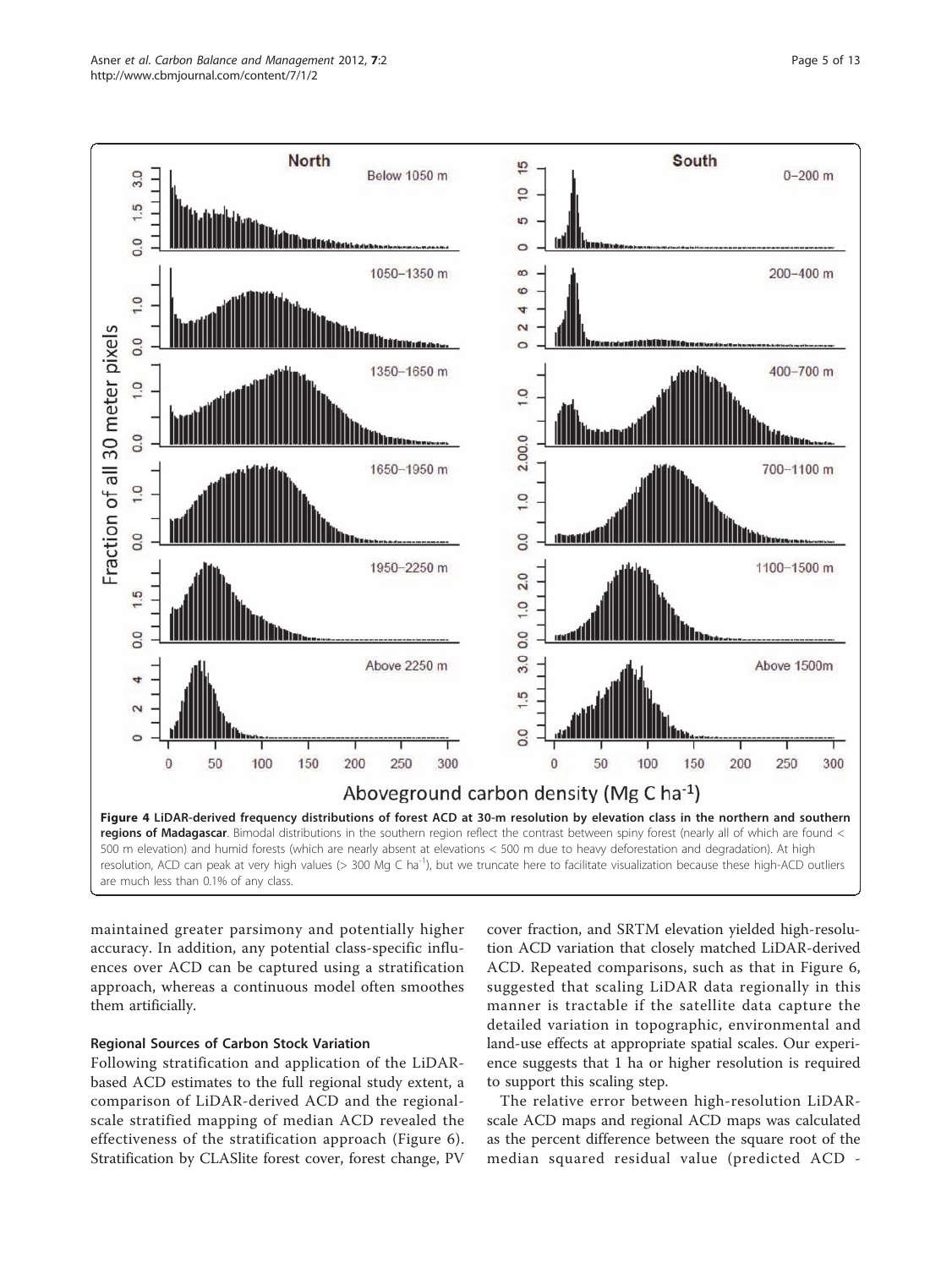**Figure 4 LiDAR-derived frequency distributions of forest ACD at 30-m resolution by elevation class in the northern and southern regions of Madagascar**. Bimodal distributions in the southern region reflect the contrast between spiny forest (nearly all of which are found < 500 m elevation) and humid forests (which are nearly absent at elevations < 500 m due to heavy deforestation and degradation). At high resolution, ACD can peak at very high values (> 300 Mg C ha$^{-1}$), but we truncate here to facilitate visualization because these high-ACD outliers are much less than 0.1% of any class.

maintained greater parsimony and potentially higher accuracy. In addition, any potential class-specific influences over ACD can be captured using a stratification approach, whereas a continuous model often smoothes them artificially.

### Regional Sources of Carbon Stock Variation

Following stratification and application of the LiDAR-based ACD estimates to the full regional study extent, a comparison of LiDAR-derived ACD and the regional-scale stratified mapping of median ACD revealed the effectiveness of the stratification approach (Figure 6). Stratification by CLASlite forest cover, forest change, PV cover fraction, and SRTM elevation yielded high-resolution ACD variation that closely matched LiDAR-derived ACD. Repeated comparisons, such as that in Figure 6, suggested that scaling LiDAR data regionally in this manner is tractable if the satellite data capture the detailed variation in topographic, environmental and land-use effects at appropriate spatial scales. Our experience suggests that 1 ha or higher resolution is required to support this scaling step.

The relative error between high-resolution LiDAR-scale ACD maps and regional ACD maps was calculated as the percent difference between the square root of the median squared residual value (predicted ACD -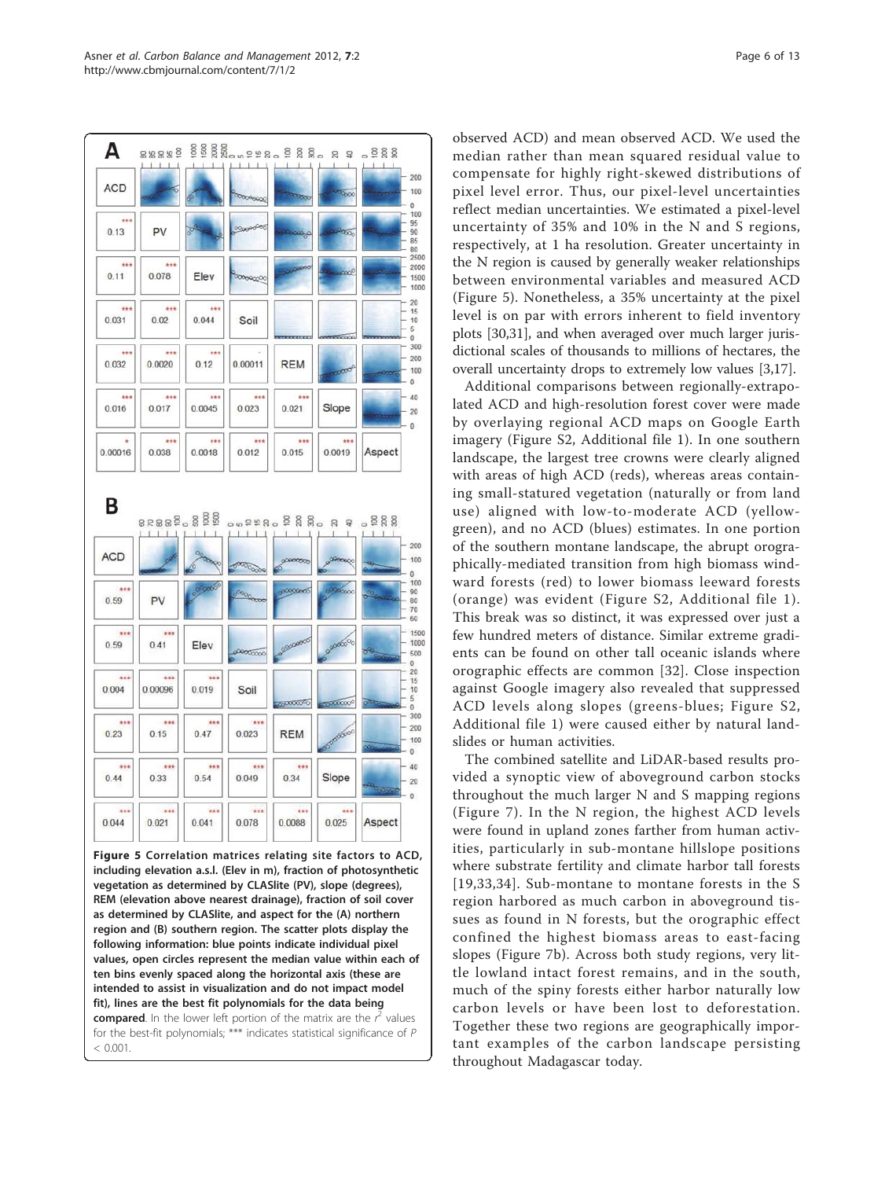observed ACD) and mean observed ACD. We used the median rather than mean squared residual value to compensate for highly right-skewed distributions of pixel level error. Thus, our pixel-level uncertainties reflect median uncertainties. We estimated a pixel-level uncertainty of 35% and 10% in the N and S regions, respectively, at 1 ha resolution. Greater uncertainty in the N region is caused by generally weaker relationships between environmental variables and measured ACD (Figure 5). Nonetheless, a 35% uncertainty at the pixel level is on par with errors inherent to field inventory plots [30,31], and when averaged over much larger jurisdictional scales of thousands to millions of hectares, the overall uncertainty drops to extremely low values [3,17].

Additional comparisons between regionally-extrapolated ACD and high-resolution forest cover were made by overlaying regional ACD maps on Google Earth imagery (Figure S2, Additional file 1). In one southern landscape, the largest tree crowns were clearly aligned with areas of high ACD (reds), whereas areas containing small-statured vegetation (naturally or from land use) aligned with low-to-moderate ACD (yellow-green), and no ACD (blues) estimates. In one portion of the southern montane landscape, the abrupt orographically-mediated transition from high biomass windward forests (red) to lower biomass leeward forests (orange) was evident (Figure S2, Additional file 1). This break was so distinct, it was expressed over just a few hundred meters of distance. Similar extreme gradients can be found on other tall oceanic islands where orographic effects are common [32]. Close inspection against Google imagery also revealed that suppressed ACD levels along slopes (greens-blues; Figure S2, Additional file 1) were caused either by natural landslides or human activities.

The combined satellite and LiDAR-based results provided a synoptic view of aboveground carbon stocks throughout the much larger N and S mapping regions (Figure 7). In the N region, the highest ACD levels were found in upland zones farther from human activities, particularly in sub-montane hillslope positions where substrate fertility and climate harbor tall forests [19,33,34]. Sub-montane to montane forests in the S region harbored as much carbon in aboveground tissues as found in N forests, but the orographic effect confined the highest biomass areas to east-facing slopes (Figure 7b). Across both study regions, very little lowland intact forest remains, and in the south, much of the spiny forests either harbor naturally low carbon levels or have been lost to deforestation. Together these two regions are geographically important examples of the carbon landscape persisting throughout Madagascar today.

**Figure 5 Correlation matrices relating site factors to ACD, including elevation a.s.l. (Elev in m), fraction of photosynthetic vegetation as determined by CLASlite (PV), slope (degrees), REM (elevation above nearest drainage), fraction of soil cover as determined by CLASlite, and aspect for the (A) northern region and (B) southern region. The scatter plots display the following information: blue points indicate individual pixel values, open circles represent the median value within each of ten bins evenly spaced along the horizontal axis (these are intended to assist in visualization and do not impact model fit), lines are the best fit polynomials for the data being compared**. In the lower left portion of the matrix are the $r^2$ values for the best-fit polynomials; *** indicates statistical significance of $P < 0.001$.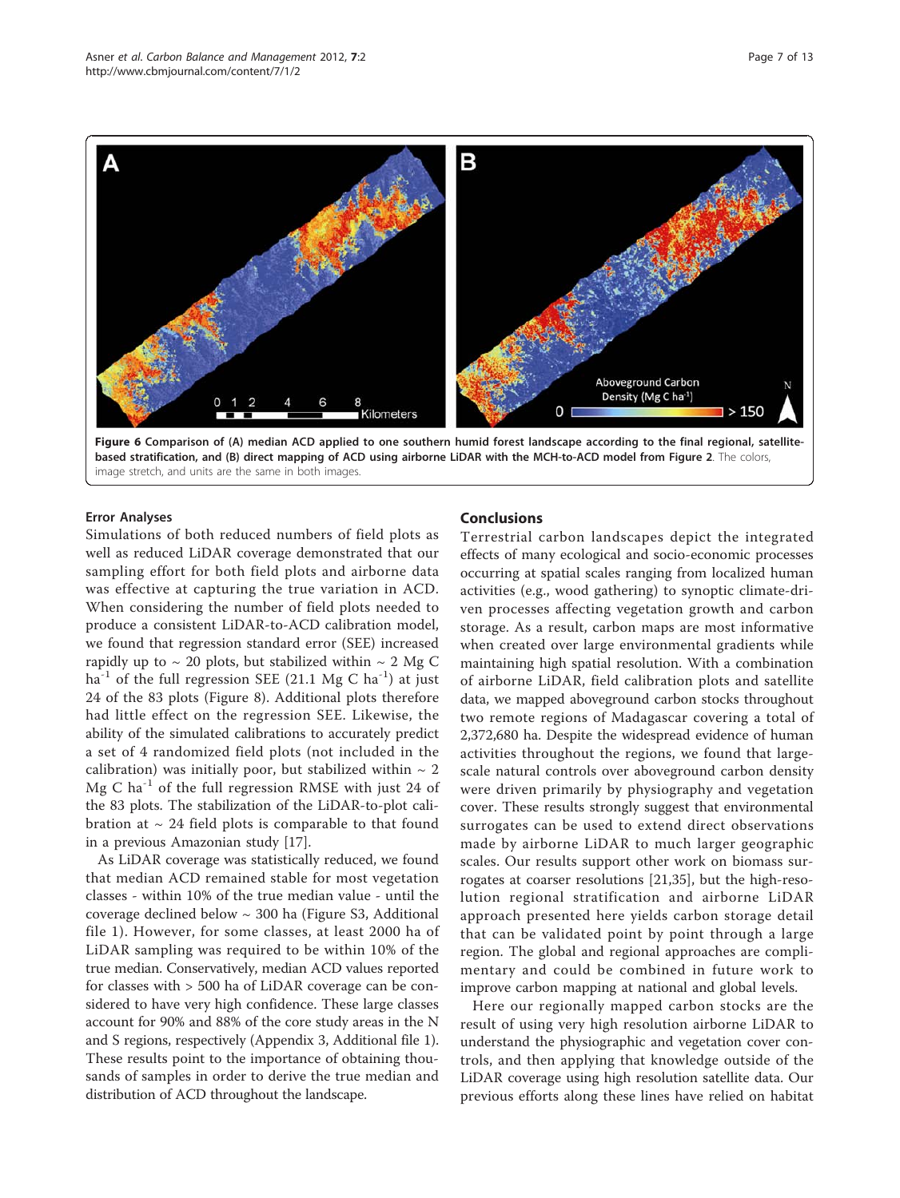**Figure 6 Comparison of (A) median ACD applied to one southern humid forest landscape according to the final regional, satellite-based stratification, and (B) direct mapping of ACD using airborne LiDAR with the MCH-to-ACD model from Figure 2**. The colors, image stretch, and units are the same in both images.

## Error Analyses

Simulations of both reduced numbers of field plots as well as reduced LiDAR coverage demonstrated that our sampling effort for both field plots and airborne data was effective at capturing the true variation in ACD. When considering the number of field plots needed to produce a consistent LiDAR-to-ACD calibration model, we found that regression standard error (SEE) increased rapidly up to ~ 20 plots, but stabilized within ~ 2 Mg C $ha^{-1}$ of the full regression SEE (21.1 Mg C $ha^{-1}$) at just 24 of the 83 plots (Figure 8). Additional plots therefore had little effect on the regression SEE. Likewise, the ability of the simulated calibrations to accurately predict a set of 4 randomized field plots (not included in the calibration) was initially poor, but stabilized within ~ 2 Mg C $ha^{-1}$ of the full regression RMSE with just 24 of the 83 plots. The stabilization of the LiDAR-to-plot calibration at ~ 24 field plots is comparable to that found in a previous Amazonian study [17].

As LiDAR coverage was statistically reduced, we found that median ACD remained stable for most vegetation classes - within 10% of the true median value - until the coverage declined below ~ 300 ha (Figure S3, Additional file 1). However, for some classes, at least 2000 ha of LiDAR sampling was required to be within 10% of the true median. Conservatively, median ACD values reported for classes with > 500 ha of LiDAR coverage can be considered to have very high confidence. These large classes account for 90% and 88% of the core study areas in the N and S regions, respectively (Appendix 3, Additional file 1). These results point to the importance of obtaining thousands of samples in order to derive the true median and distribution of ACD throughout the landscape.

## Conclusions

Terrestrial carbon landscapes depict the integrated effects of many ecological and socio-economic processes occurring at spatial scales ranging from localized human activities (e.g., wood gathering) to synoptic climate-driven processes affecting vegetation growth and carbon storage. As a result, carbon maps are most informative when created over large environmental gradients while maintaining high spatial resolution. With a combination of airborne LiDAR, field calibration plots and satellite data, we mapped aboveground carbon stocks throughout two remote regions of Madagascar covering a total of 2,372,680 ha. Despite the widespread evidence of human activities throughout the regions, we found that large-scale natural controls over aboveground carbon density were driven primarily by physiography and vegetation cover. These results strongly suggest that environmental surrogates can be used to extend direct observations made by airborne LiDAR to much larger geographic scales. Our results support other work on biomass surrogates at coarser resolutions [21,35], but the high-resolution regional stratification and airborne LiDAR approach presented here yields carbon storage detail that can be validated point by point through a large region. The global and regional approaches are complimentary and could be combined in future work to improve carbon mapping at national and global levels.

Here our regionally mapped carbon stocks are the result of using very high resolution airborne LiDAR to understand the physiographic and vegetation cover controls, and then applying that knowledge outside of the LiDAR coverage using high resolution satellite data. Our previous efforts along these lines have relied on habitat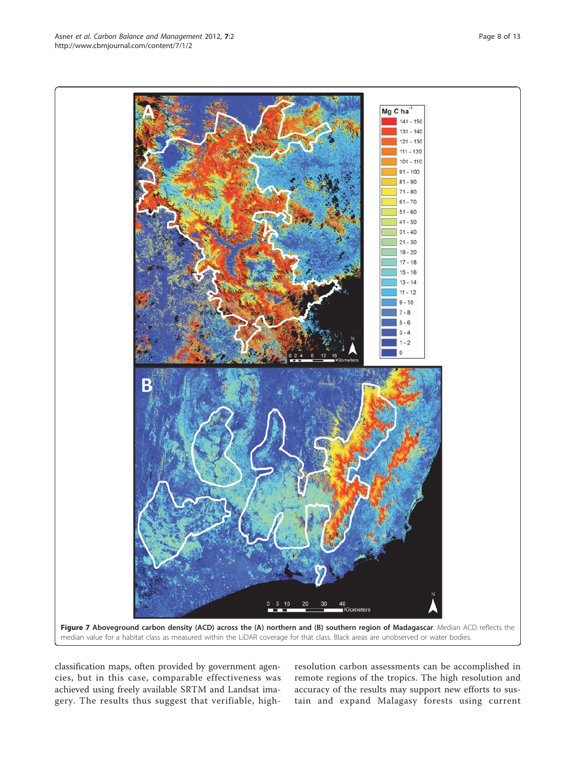**Figure 7 Aboveground carbon density (ACD) across the (A) northern and (B) southern region of Madagascar**. Median ACD reflects the median value for a habitat class as measured within the LiDAR coverage for that class. Black areas are unobserved or water bodies.

classification maps, often provided by government agencies, but in this case, comparable effectiveness was achieved using freely available SRTM and Landsat imagery. The results thus suggest that verifiable, high-resolution carbon assessments can be accomplished in remote regions of the tropics. The high resolution and accuracy of the results may support new efforts to sustain and expand Malagasy forests using current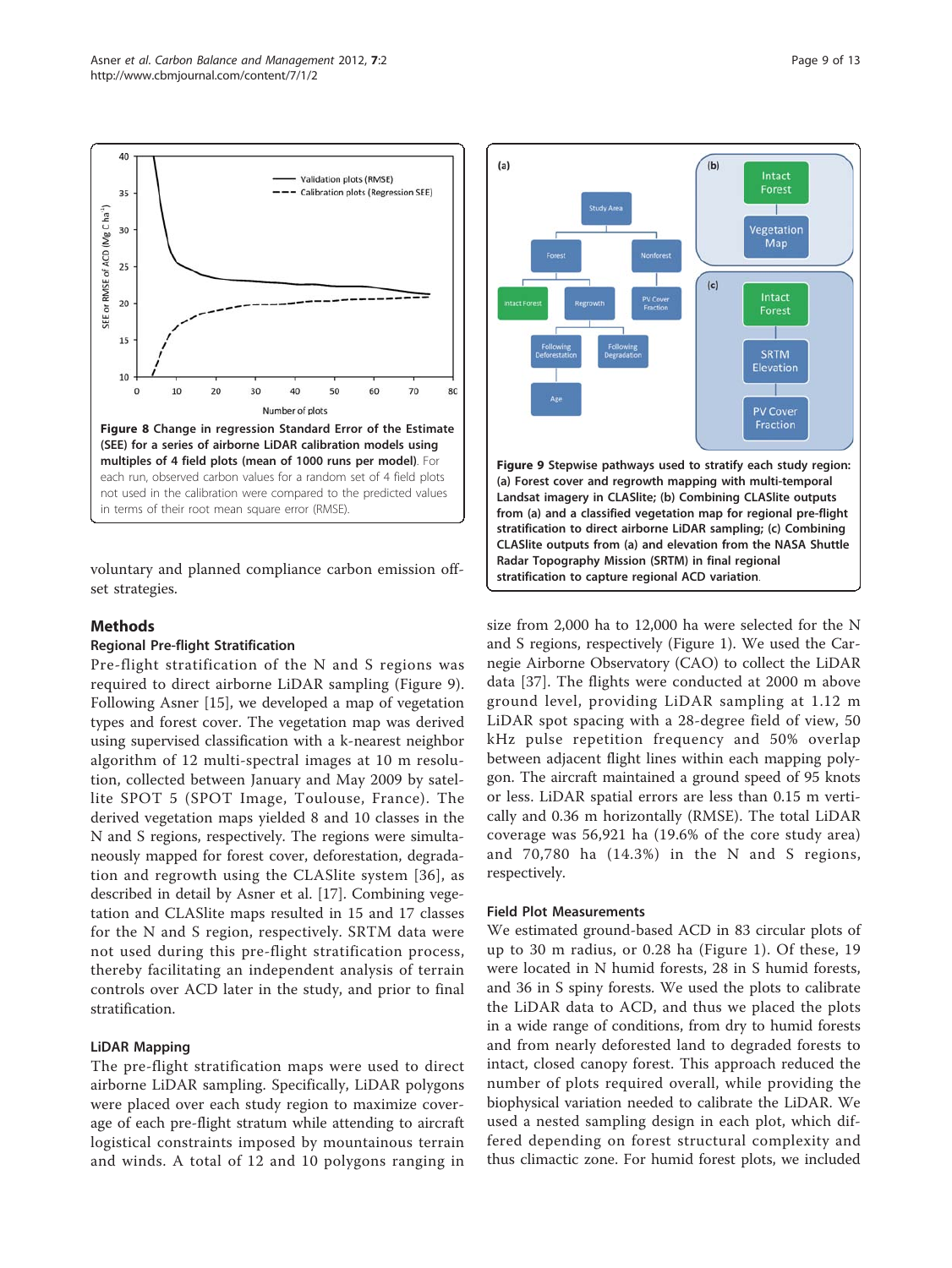**Figure 8 Change in regression Standard Error of the Estimate (SEE) for a series of airborne LiDAR calibration models using multiples of 4 field plots (mean of 1000 runs per model).** For each run, observed carbon values for a random set of 4 field plots not used in the calibration were compared to the predicted values in terms of their root mean square error (RMSE).

**Figure 9 Stepwise pathways used to stratify each study region: (a) Forest cover and regrowth mapping with multi-temporal Landsat imagery in CLASlite; (b) Combining CLASlite outputs from (a) and a classified vegetation map for regional pre-flight stratification to direct airborne LiDAR sampling; (c) Combining CLASlite outputs from (a) and elevation from the NASA Shuttle Radar Topography Mission (SRTM) in final regional stratification to capture regional ACD variation**.

voluntary and planned compliance carbon emission offset strategies.

## Methods

### Regional Pre-flight Stratification

Pre-flight stratification of the N and S regions was required to direct airborne LiDAR sampling (Figure 9). Following Asner [15], we developed a map of vegetation types and forest cover. The vegetation map was derived using supervised classification with a k-nearest neighbor algorithm of 12 multi-spectral images at 10 m resolution, collected between January and May 2009 by satellite SPOT 5 (SPOT Image, Toulouse, France). The derived vegetation maps yielded 8 and 10 classes in the N and S regions, respectively. The regions were simultaneously mapped for forest cover, deforestation, degradation and regrowth using the CLASlite system [36], as described in detail by Asner et al. [17]. Combining vegetation and CLASlite maps resulted in 15 and 17 classes for the N and S region, respectively. SRTM data were not used during this pre-flight stratification process, thereby facilitating an independent analysis of terrain controls over ACD later in the study, and prior to final stratification.

### LiDAR Mapping

The pre-flight stratification maps were used to direct airborne LiDAR sampling. Specifically, LiDAR polygons were placed over each study region to maximize coverage of each pre-flight stratum while attending to aircraft logistical constraints imposed by mountainous terrain and winds. A total of 12 and 10 polygons ranging in size from 2,000 ha to 12,000 ha were selected for the N and S regions, respectively (Figure 1). We used the Carnegie Airborne Observatory (CAO) to collect the LiDAR data [37]. The flights were conducted at 2000 m above ground level, providing LiDAR sampling at 1.12 m LiDAR spot spacing with a 28-degree field of view, 50 kHz pulse repetition frequency and 50% overlap between adjacent flight lines within each mapping polygon. The aircraft maintained a ground speed of 95 knots or less. LiDAR spatial errors are less than 0.15 m vertically and 0.36 m horizontally (RMSE). The total LiDAR coverage was 56,921 ha (19.6% of the core study area) and 70,780 ha (14.3%) in the N and S regions, respectively.

### Field Plot Measurements

We estimated ground-based ACD in 83 circular plots of up to 30 m radius, or 0.28 ha (Figure 1). Of these, 19 were located in N humid forests, 28 in S humid forests, and 36 in S spiny forests. We used the plots to calibrate the LiDAR data to ACD, and thus we placed the plots in a wide range of conditions, from dry to humid forests and from nearly deforested land to degraded forests to intact, closed canopy forest. This approach reduced the number of plots required overall, while providing the biophysical variation needed to calibrate the LiDAR. We used a nested sampling design in each plot, which differed depending on forest structural complexity and thus climactic zone. For humid forest plots, we included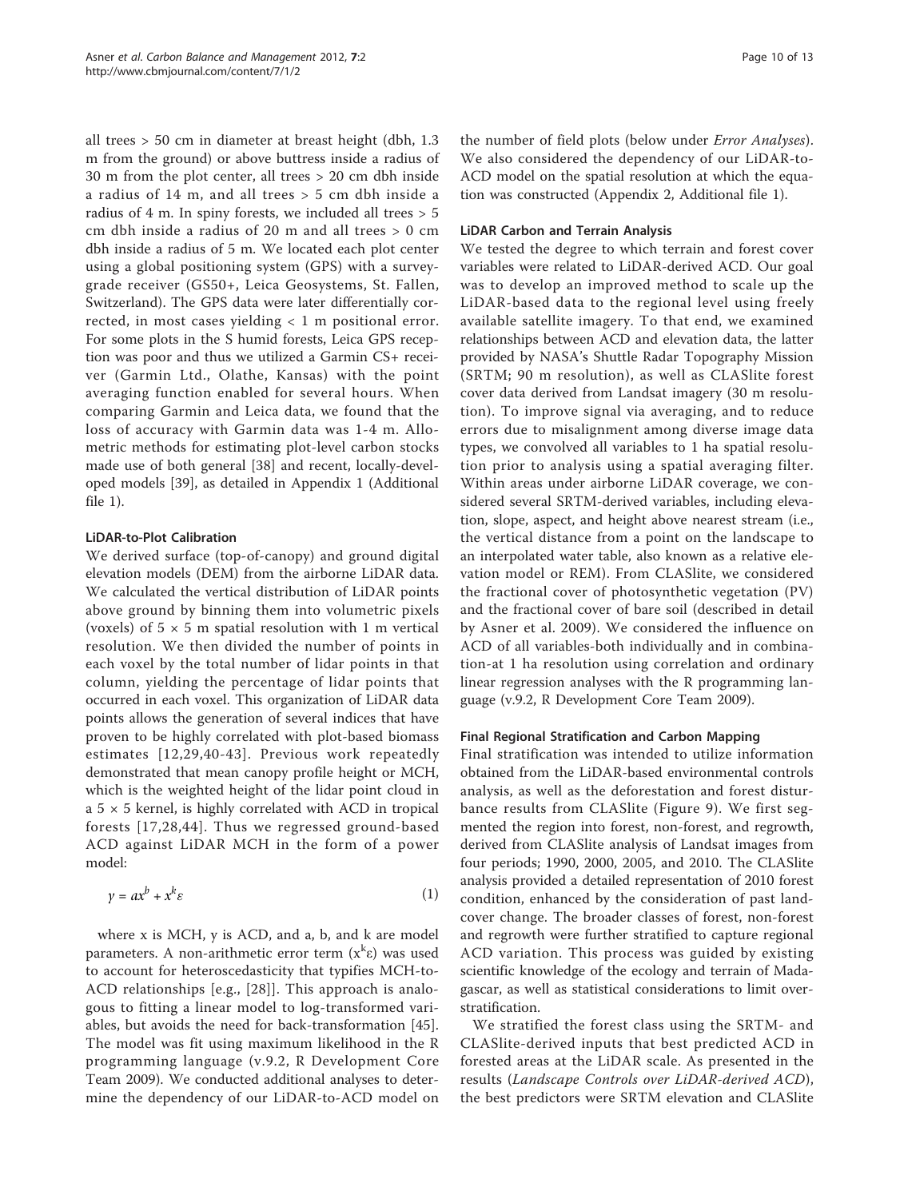all trees > 50 cm in diameter at breast height (dbh, 1.3 m from the ground) or above buttress inside a radius of 30 m from the plot center, all trees > 20 cm dbh inside a radius of 14 m, and all trees > 5 cm dbh inside a radius of 4 m. In spiny forests, we included all trees > 5 cm dbh inside a radius of 20 m and all trees > 0 cm dbh inside a radius of 5 m. We located each plot center using a global positioning system (GPS) with a survey-grade receiver (GS50+, Leica Geosystems, St. Fallen, Switzerland). The GPS data were later differentially corrected, in most cases yielding < 1 m positional error. For some plots in the S humid forests, Leica GPS reception was poor and thus we utilized a Garmin CS+ receiver (Garmin Ltd., Olathe, Kansas) with the point averaging function enabled for several hours. When comparing Garmin and Leica data, we found that the loss of accuracy with Garmin data was 1-4 m. Allometric methods for estimating plot-level carbon stocks made use of both general [38] and recent, locally-developed models [39], as detailed in Appendix 1 (Additional file 1).

### LiDAR-to-Plot Calibration

We derived surface (top-of-canopy) and ground digital elevation models (DEM) from the airborne LiDAR data. We calculated the vertical distribution of LiDAR points above ground by binning them into volumetric pixels (voxels) of 5 × 5 m spatial resolution with 1 m vertical resolution. We then divided the number of points in each voxel by the total number of lidar points in that column, yielding the percentage of lidar points that occurred in each voxel. This organization of LiDAR data points allows the generation of several indices that have proven to be highly correlated with plot-based biomass estimates [12,29,40-43]. Previous work repeatedly demonstrated that mean canopy profile height or MCH, which is the weighted height of the lidar point cloud in a 5 × 5 kernel, is highly correlated with ACD in tropical forests [17,28,44]. Thus we regressed ground-based ACD against LiDAR MCH in the form of a power model:

$$y = ax^b + x^k \varepsilon \tag{1}$$

where x is MCH, y is ACD, and a, b, and k are model parameters. A non-arithmetic error term ($x^k\varepsilon$) was used to account for heteroscedasticity that typifies MCH-to-ACD relationships [e.g., [28]]. This approach is analogous to fitting a linear model to log-transformed variables, but avoids the need for back-transformation [45]. The model was fit using maximum likelihood in the R programming language (v.9.2, R Development Core Team 2009). We conducted additional analyses to determine the dependency of our LiDAR-to-ACD model on the number of field plots (below under *Error Analyses*). We also considered the dependency of our LiDAR-to-ACD model on the spatial resolution at which the equation was constructed (Appendix 2, Additional file 1).

### LiDAR Carbon and Terrain Analysis

We tested the degree to which terrain and forest cover variables were related to LiDAR-derived ACD. Our goal was to develop an improved method to scale up the LiDAR-based data to the regional level using freely available satellite imagery. To that end, we examined relationships between ACD and elevation data, the latter provided by NASA's Shuttle Radar Topography Mission (SRTM; 90 m resolution), as well as CLASlite forest cover data derived from Landsat imagery (30 m resolution). To improve signal via averaging, and to reduce errors due to misalignment among diverse image data types, we convolved all variables to 1 ha spatial resolution prior to analysis using a spatial averaging filter. Within areas under airborne LiDAR coverage, we considered several SRTM-derived variables, including elevation, slope, aspect, and height above nearest stream (i.e., the vertical distance from a point on the landscape to an interpolated water table, also known as a relative elevation model or REM). From CLASlite, we considered the fractional cover of photosynthetic vegetation (PV) and the fractional cover of bare soil (described in detail by Asner et al. 2009). We considered the influence on ACD of all variables-both individually and in combination-at 1 ha resolution using correlation and ordinary linear regression analyses with the R programming language (v.9.2, R Development Core Team 2009).

### Final Regional Stratification and Carbon Mapping

Final stratification was intended to utilize information obtained from the LiDAR-based environmental controls analysis, as well as the deforestation and forest disturbance results from CLASlite (Figure 9). We first segmented the region into forest, non-forest, and regrowth, derived from CLASlite analysis of Landsat images from four periods; 1990, 2000, 2005, and 2010. The CLASlite analysis provided a detailed representation of 2010 forest condition, enhanced by the consideration of past land-cover change. The broader classes of forest, non-forest and regrowth were further stratified to capture regional ACD variation. This process was guided by existing scientific knowledge of the ecology and terrain of Madagascar, as well as statistical considerations to limit over-stratification.

We stratified the forest class using the SRTM- and CLASlite-derived inputs that best predicted ACD in forested areas at the LiDAR scale. As presented in the results (*Landscape Controls over LiDAR-derived ACD*), the best predictors were SRTM elevation and CLASlite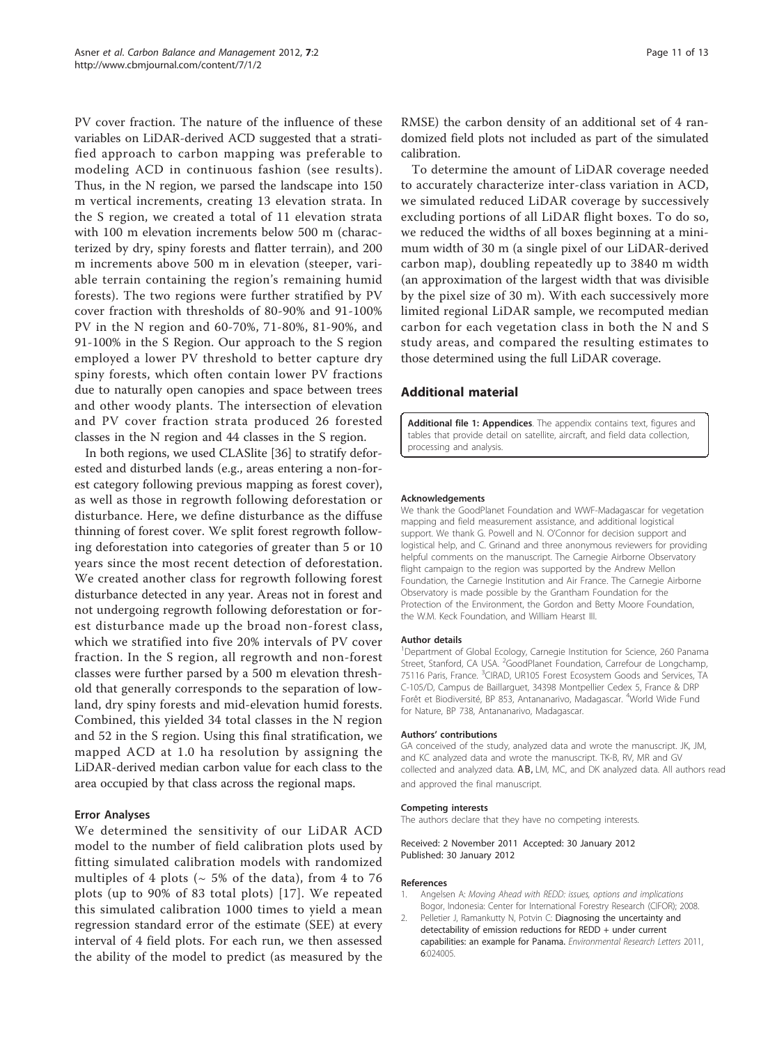PV cover fraction. The nature of the influence of these variables on LiDAR-derived ACD suggested that a stratified approach to carbon mapping was preferable to modeling ACD in continuous fashion (see results). Thus, in the N region, we parsed the landscape into 150 m vertical increments, creating 13 elevation strata. In the S region, we created a total of 11 elevation strata with 100 m elevation increments below 500 m (characterized by dry, spiny forests and flatter terrain), and 200 m increments above 500 m in elevation (steeper, variable terrain containing the region's remaining humid forests). The two regions were further stratified by PV cover fraction with thresholds of 80-90% and 91-100% PV in the N region and 60-70%, 71-80%, 81-90%, and 91-100% in the S Region. Our approach to the S region employed a lower PV threshold to better capture dry spiny forests, which often contain lower PV fractions due to naturally open canopies and space between trees and other woody plants. The intersection of elevation and PV cover fraction strata produced 26 forested classes in the N region and 44 classes in the S region.

In both regions, we used CLASlite [36] to stratify deforested and disturbed lands (e.g., areas entering a non-forest category following previous mapping as forest cover), as well as those in regrowth following deforestation or disturbance. Here, we define disturbance as the diffuse thinning of forest cover. We split forest regrowth following deforestation into categories of greater than 5 or 10 years since the most recent detection of deforestation. We created another class for regrowth following forest disturbance detected in any year. Areas not in forest and not undergoing regrowth following deforestation or forest disturbance made up the broad non-forest class, which we stratified into five 20% intervals of PV cover fraction. In the S region, all regrowth and non-forest classes were further parsed by a 500 m elevation threshold that generally corresponds to the separation of lowland, dry spiny forests and mid-elevation humid forests. Combined, this yielded 34 total classes in the N region and 52 in the S region. Using this final stratification, we mapped ACD at 1.0 ha resolution by assigning the LiDAR-derived median carbon value for each class to the area occupied by that class across the regional maps.

### Error Analyses

We determined the sensitivity of our LiDAR ACD model to the number of field calibration plots used by fitting simulated calibration models with randomized multiples of 4 plots (~ 5% of the data), from 4 to 76 plots (up to 90% of 83 total plots) [17]. We repeated this simulated calibration 1000 times to yield a mean regression standard error of the estimate (SEE) at every interval of 4 field plots. For each run, we then assessed the ability of the model to predict (as measured by the RMSE) the carbon density of an additional set of 4 randomized field plots not included as part of the simulated calibration.

To determine the amount of LiDAR coverage needed to accurately characterize inter-class variation in ACD, we simulated reduced LiDAR coverage by successively excluding portions of all LiDAR flight boxes. To do so, we reduced the widths of all boxes beginning at a minimum width of 30 m (a single pixel of our LiDAR-derived carbon map), doubling repeatedly up to 3840 m width (an approximation of the largest width that was divisible by the pixel size of 30 m). With each successively more limited regional LiDAR sample, we recomputed median carbon for each vegetation class in both the N and S study areas, and compared the resulting estimates to those determined using the full LiDAR coverage.

## Additional material

**Additional file 1: Appendices**. The appendix contains text, figures and tables that provide detail on satellite, aircraft, and field data collection, processing and analysis.

#### Acknowledgements

We thank the GoodPlanet Foundation and WWF-Madagascar for vegetation mapping and field measurement assistance, and additional logistical support. We thank G. Powell and N. O'Connor for decision support and logistical help, and C. Grinand and three anonymous reviewers for providing helpful comments on the manuscript. The Carnegie Airborne Observatory flight campaign to the region was supported by the Andrew Mellon Foundation, the Carnegie Institution and Air France. The Carnegie Airborne Observatory is made possible by the Grantham Foundation for the Protection of the Environment, the Gordon and Betty Moore Foundation, the W.M. Keck Foundation, and William Hearst III.

#### Author details

[1]Department of Global Ecology, Carnegie Institution for Science, 260 Panama Street, Stanford, CA USA. [2]GoodPlanet Foundation, Carrefour de Longchamp, 75116 Paris, France. [3]CIRAD, UR105 Forest Ecosystem Goods and Services, TA C-105/D, Campus de Baillarguet, 34398 Montpellier Cedex 5, France & DRP Forêt et Biodiversité, BP 853, Antananarivo, Madagascar. [4]World Wide Fund for Nature, BP 738, Antananarivo, Madagascar.

#### Authors' contributions

GA conceived of the study, analyzed data and wrote the manuscript. JK, JM, and KC analyzed data and wrote the manuscript. TK-B, RV, MR and GV collected and analyzed data. AB, LM, MC, and DK analyzed data. All authors read and approved the final manuscript.

#### Competing interests

The authors declare that they have no competing interests.

Received: 2 November 2011 Accepted: 30 January 2012
Published: 30 January 2012

#### References

1. Angelsen A: *Moving Ahead with REDD: issues, options and implications* Bogor, Indonesia: Center for International Forestry Research (CIFOR); 2008.
2. Pelletier J, Ramankutty N, Potvin C: **Diagnosing the uncertainty and detectability of emission reductions for REDD + under current capabilities: an example for Panama.** *Environmental Research Letters* 2011, **6**:024005.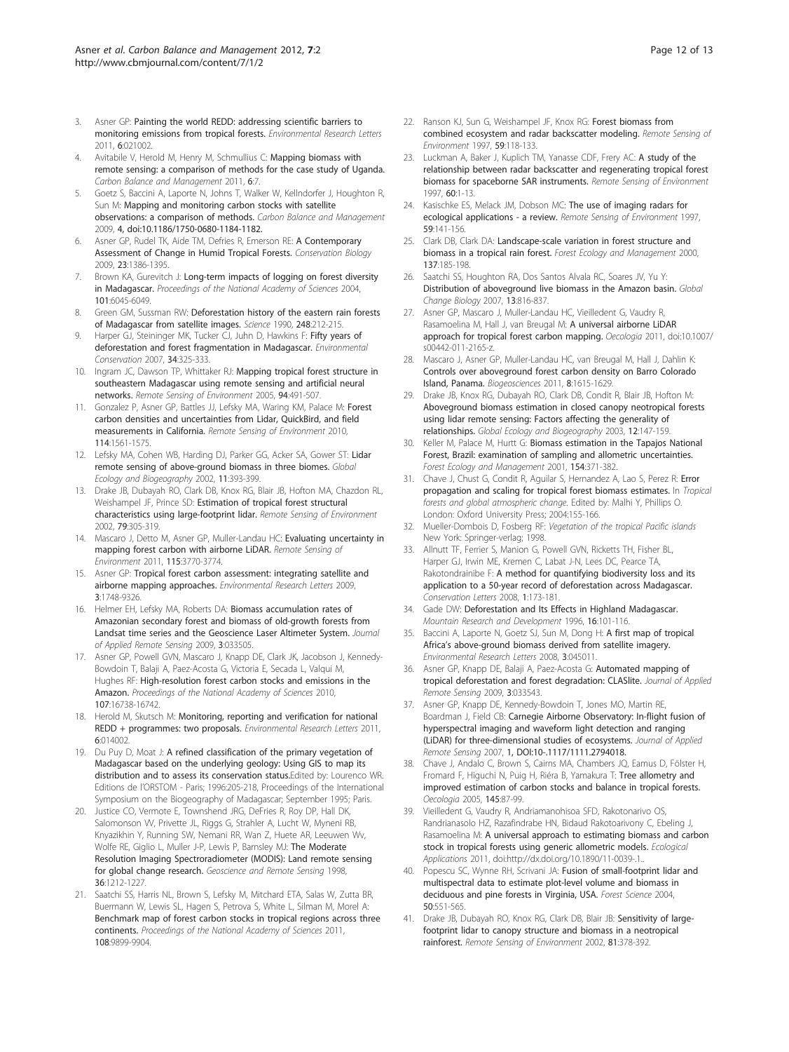3. Asner GP: **Painting the world REDD: addressing scientific barriers to monitoring emissions from tropical forests.** *Environmental Research Letters* 2011, **6**:021002.
4. Avitabile V, Herold M, Henry M, Schmullius C: **Mapping biomass with remote sensing: a comparison of methods for the case study of Uganda.** *Carbon Balance and Management* 2011, **6**:7.
5. Goetz S, Baccini A, Laporte N, Johns T, Walker W, Kellndorfer J, Houghton R, Sun M: **Mapping and monitoring carbon stocks with satellite observations: a comparison of methods.** *Carbon Balance and Management* 2009, **4**, doi:10.1186/1750-0680-1184-1182.
6. Asner GP, Rudel TK, Aide TM, Defries R, Emerson RE: **A Contemporary Assessment of Change in Humid Tropical Forests.** *Conservation Biology* 2009, **23**:1386-1395.
7. Brown KA, Gurevitch J: **Long-term impacts of logging on forest diversity in Madagascar.** *Proceedings of the National Academy of Sciences* 2004, **101**:6045-6049.
8. Green GM, Sussman RW: **Deforestation history of the eastern rain forests of Madagascar from satellite images.** *Science* 1990, **248**:212-215.
9. Harper GJ, Steininger MK, Tucker CJ, Juhn D, Hawkins F: **Fifty years of deforestation and forest fragmentation in Madagascar.** *Environmental Conservation* 2007, **34**:325-333.
10. Ingram JC, Dawson TP, Whittaker RJ: **Mapping tropical forest structure in southeastern Madagascar using remote sensing and artificial neural networks.** *Remote Sensing of Environment* 2005, **94**:491-507.
11. Gonzalez P, Asner GP, Battles JJ, Lefsky MA, Waring KM, Palace M: **Forest carbon densities and uncertainties from Lidar, QuickBird, and field measurements in California.** *Remote Sensing of Environment* 2010, **114**:1561-1575.
12. Lefsky MA, Cohen WB, Harding DJ, Parker GG, Acker SA, Gower ST: **Lidar remote sensing of above-ground biomass in three biomes.** *Global Ecology and Biogeography* 2002, **11**:393-399.
13. Drake JB, Dubayah RO, Clark DB, Knox RG, Blair JB, Hofton MA, Chazdon RL, Weishampel JF, Prince SD: **Estimation of tropical forest structural characteristics using large-footprint lidar.** *Remote Sensing of Environment* 2002, **79**:305-319.
14. Mascaro J, Detto M, Asner GP, Muller-Landau HC: **Evaluating uncertainty in mapping forest carbon with airborne LiDAR.** *Remote Sensing of Environment* 2011, **115**:3770-3774.
15. Asner GP: **Tropical forest carbon assessment: integrating satellite and airborne mapping approaches.** *Environmental Research Letters* 2009, **3**:1748-9326.
16. Helmer EH, Lefsky MA, Roberts DA: **Biomass accumulation rates of Amazonian secondary forest and biomass of old-growth forests from Landsat time series and the Geoscience Laser Altimeter System.** *Journal of Applied Remote Sensing* 2009, **3**:033505.
17. Asner GP, Powell GVN, Mascaro J, Knapp DE, Clark JK, Jacobson J, Kennedy-Bowdoin T, Balaji A, Paez-Acosta G, Victoria E, Secada L, Valqui M, Hughes RF: **High-resolution forest carbon stocks and emissions in the Amazon.** *Proceedings of the National Academy of Sciences* 2010, **107**:16738-16742.
18. Herold M, Skutsch M: **Monitoring, reporting and verification for national REDD + programmes: two proposals.** *Environmental Research Letters* 2011, **6**:014002.
19. Du Puy D, Moat J: **A refined classification of the primary vegetation of Madagascar based on the underlying geology: Using GIS to map its distribution and to assess its conservation status.**Edited by: Lourenco WR. Editions de l'ORSTOM - Paris; 1996:205-218, Proceedings of the International Symposium on the Biogeography of Madagascar; September 1995; Paris.
20. Justice CO, Vermote E, Townshend JRG, DeFries R, Roy DP, Hall DK, Salomonson VV, Privette JL, Riggs G, Strahler A, Lucht W, Myneni RB, Knyazikhin Y, Running SW, Nemani RR, Wan Z, Huete AR, Leeuwen Wv, Wolfe RE, Giglio L, Muller J-P, Lewis P, Barnsley MJ: **The Moderate Resolution Imaging Spectroradiometer (MODIS): Land remote sensing for global change research.** *Geoscience and Remote Sensing* 1998, **36**:1212-1227.
21. Saatchi SS, Harris NL, Brown S, Lefsky M, Mitchard ETA, Salas W, Zutta BR, Buermann W, Lewis SL, Hagen S, Petrova S, White L, Silman M, Morel A: **Benchmark map of forest carbon stocks in tropical regions across three continents.** *Proceedings of the National Academy of Sciences* 2011, **108**:9899-9904.
22. Ranson KJ, Sun G, Weishampel JF, Knox RG: **Forest biomass from combined ecosystem and radar backscatter modeling.** *Remote Sensing of Environment* 1997, **59**:118-133.
23. Luckman A, Baker J, Kuplich TM, Yanasse CDF, Frery AC: **A study of the relationship between radar backscatter and regenerating tropical forest biomass for spaceborne SAR instruments.** *Remote Sensing of Environment* 1997, **60**:1-13.
24. Kasischke ES, Melack JM, Dobson MC: **The use of imaging radars for ecological applications - a review.** *Remote Sensing of Environment* 1997, **59**:141-156.
25. Clark DB, Clark DA: **Landscape-scale variation in forest structure and biomass in a tropical rain forest.** *Forest Ecology and Management* 2000, **137**:185-198.
26. Saatchi SS, Houghton RA, Dos Santos Alvala RC, Soares JV, Yu Y: **Distribution of aboveground live biomass in the Amazon basin.** *Global Change Biology* 2007, **13**:816-837.
27. Asner GP, Mascaro J, Muller-Landau HC, Vieilledent G, Vaudry R, Rasamoelina M, Hall J, van Breugal M: **A universal airborne LiDAR approach for tropical forest carbon mapping.** *Oecologia* 2011, doi:10.1007/s00442-011-2165-z.
28. Mascaro J, Asner GP, Muller-Landau HC, van Breugal M, Hall J, Dahlin K: **Controls over aboveground forest carbon density on Barro Colorado Island, Panama.** *Biogeosciences* 2011, **8**:1615-1629.
29. Drake JB, Knox RG, Dubayah RO, Clark DB, Condit R, Blair JB, Hofton M: **Aboveground biomass estimation in closed canopy neotropical forests using lidar remote sensing: Factors affecting the generality of relationships.** *Global Ecology and Biogeography* 2003, **12**:147-159.
30. Keller M, Palace M, Hurtt G: **Biomass estimation in the Tapajos National Forest, Brazil: examination of sampling and allometric uncertainties.** *Forest Ecology and Management* 2001, **154**:371-382.
31. Chave J, Chust G, Condit R, Aguilar S, Hernandez A, Lao S, Perez R: **Error propagation and scaling for tropical forest biomass estimates.** In *Tropical forests and global atmospheric change*. Edited by: Malhi Y, Phillips O. London: Oxford University Press; 2004:155-166.
32. Mueller-Dombois D, Fosberg RF: *Vegetation of the tropical Pacific islands* New York: Springer-verlag; 1998.
33. Allnutt TF, Ferrier S, Manion G, Powell GVN, Ricketts TH, Fisher BL, Harper GJ, Irwin ME, Kremen C, Labat J-N, Lees DC, Pearce TA, Rakotondrainibe F: **A method for quantifying biodiversity loss and its application to a 50-year record of deforestation across Madagascar.** *Conservation Letters* 2008, **1**:173-181.
34. Gade DW: **Deforestation and Its Effects in Highland Madagascar.** *Mountain Research and Development* 1996, **16**:101-116.
35. Baccini A, Laporte N, Goetz SJ, Sun M, Dong H: **A first map of tropical Africa's above-ground biomass derived from satellite imagery.** *Environmental Research Letters* 2008, **3**:045011.
36. Asner GP, Knapp DE, Balaji A, Paez-Acosta G: **Automated mapping of tropical deforestation and forest degradation: CLASlite.** *Journal of Applied Remote Sensing* 2009, **3**:033543.
37. Asner GP, Knapp DE, Kennedy-Bowdoin T, Jones MO, Martin RE, Boardman J, Field CB: **Carnegie Airborne Observatory: In-flight fusion of hyperspectral imaging and waveform light detection and ranging (LiDAR) for three-dimensional studies of ecosystems.** *Journal of Applied Remote Sensing* 2007, **1**, DOI:10-.1117/1111.2794018.
38. Chave J, Andalo C, Brown S, Cairns MA, Chambers JQ, Eamus D, Fölster H, Fromard F, Higuchi N, Puig H, Riéra B, Yamakura T: **Tree allometry and improved estimation of carbon stocks and balance in tropical forests.** *Oecologia* 2005, **145**:87-99.
39. Vieilledent G, Vaudry R, Andriamanohisoa SFD, Rakotonarivo OS, Randrianasolo HZ, Razafindrabe HN, Bidaud Rakotoarivony C, Ebeling J, Rasamoelina M: **A universal approach to estimating biomass and carbon stock in tropical forests using generic allometric models.** *Ecological Applications* 2011, doi:http://dx.doi.org/10.1890/11-0039-.1..
40. Popescu SC, Wynne RH, Scrivani JA: **Fusion of small-footprint lidar and multispectral data to estimate plot-level volume and biomass in deciduous and pine forests in Virginia, USA.** *Forest Science* 2004, **50**:551-565.
41. Drake JB, Dubayah RO, Knox RG, Clark DB, Blair JB: **Sensitivity of large-footprint lidar to canopy structure and biomass in a neotropical rainforest.** *Remote Sensing of Environment* 2002, **81**:378-392.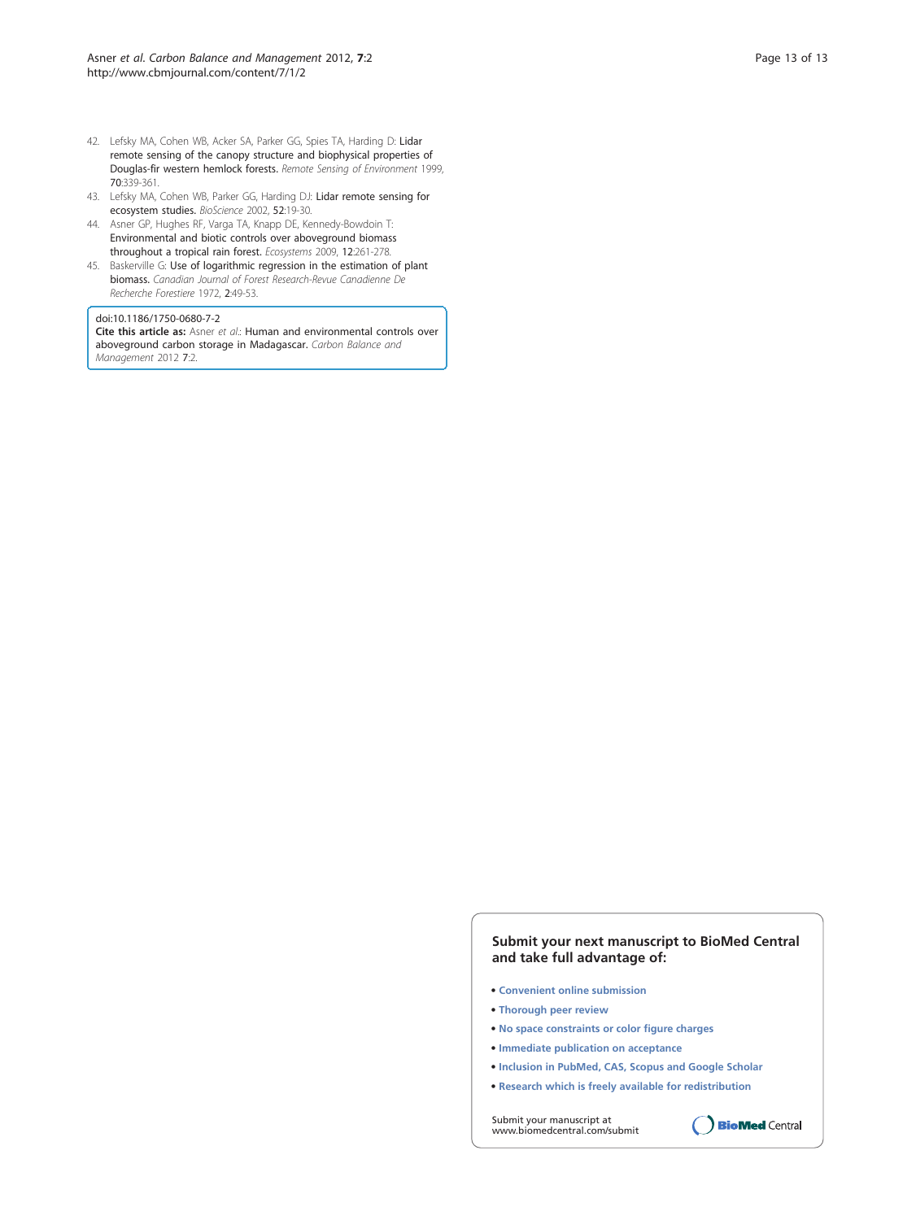42. Lefsky MA, Cohen WB, Acker SA, Parker GG, Spies TA, Harding D: **Lidar remote sensing of the canopy structure and biophysical properties of Douglas-fir western hemlock forests.** *Remote Sensing of Environment* 1999, **70**:339-361.
43. Lefsky MA, Cohen WB, Parker GG, Harding DJ: **Lidar remote sensing for ecosystem studies.** *BioScience* 2002, **52**:19-30.
44. Asner GP, Hughes RF, Varga TA, Knapp DE, Kennedy-Bowdoin T: **Environmental and biotic controls over aboveground biomass throughout a tropical rain forest.** *Ecosystems* 2009, **12**:261-278.
45. Baskerville G: **Use of logarithmic regression in the estimation of plant biomass.** *Canadian Journal of Forest Research-Revue Canadienne De Recherche Forestiere* 1972, **2**:49-53.

doi:10.1186/1750-0680-7-2
**Cite this article as:** Asner *et al.*: Human and environmental controls over aboveground carbon storage in Madagascar. *Carbon Balance and Management* 2012 **7**:2.

**Submit your next manuscript to BioMed Central and take full advantage of:**

- **Convenient online submission**
- **Thorough peer review**
- **No space constraints or color figure charges**
- **Immediate publication on acceptance**
- **Inclusion in PubMed, CAS, Scopus and Google Scholar**
- **Research which is freely available for redistribution**

Submit your manuscript at
www.biomedcentral.com/submit

BioMed Central